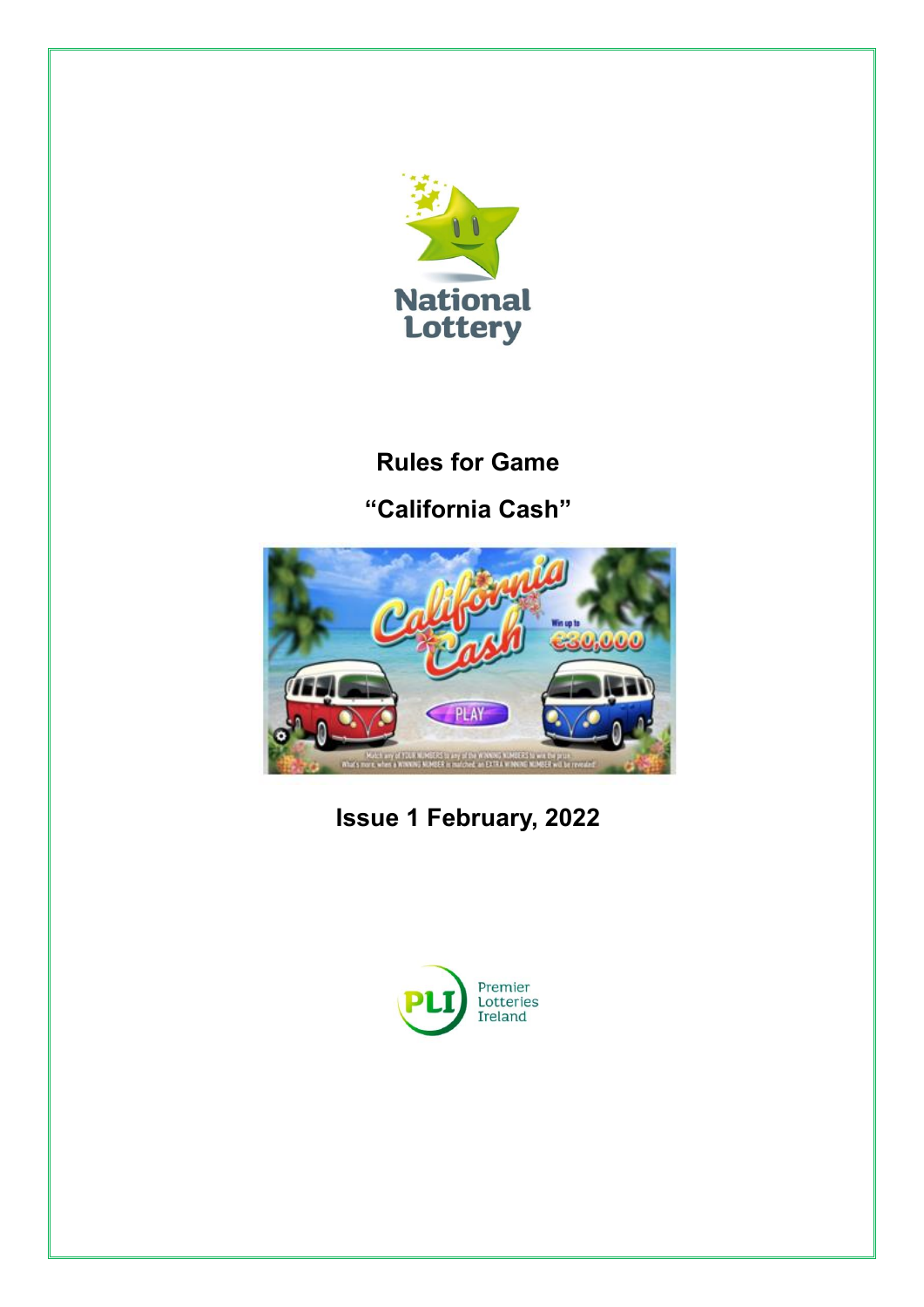# Rules for Game

# "California Cash"

## Issue 1 February, 2022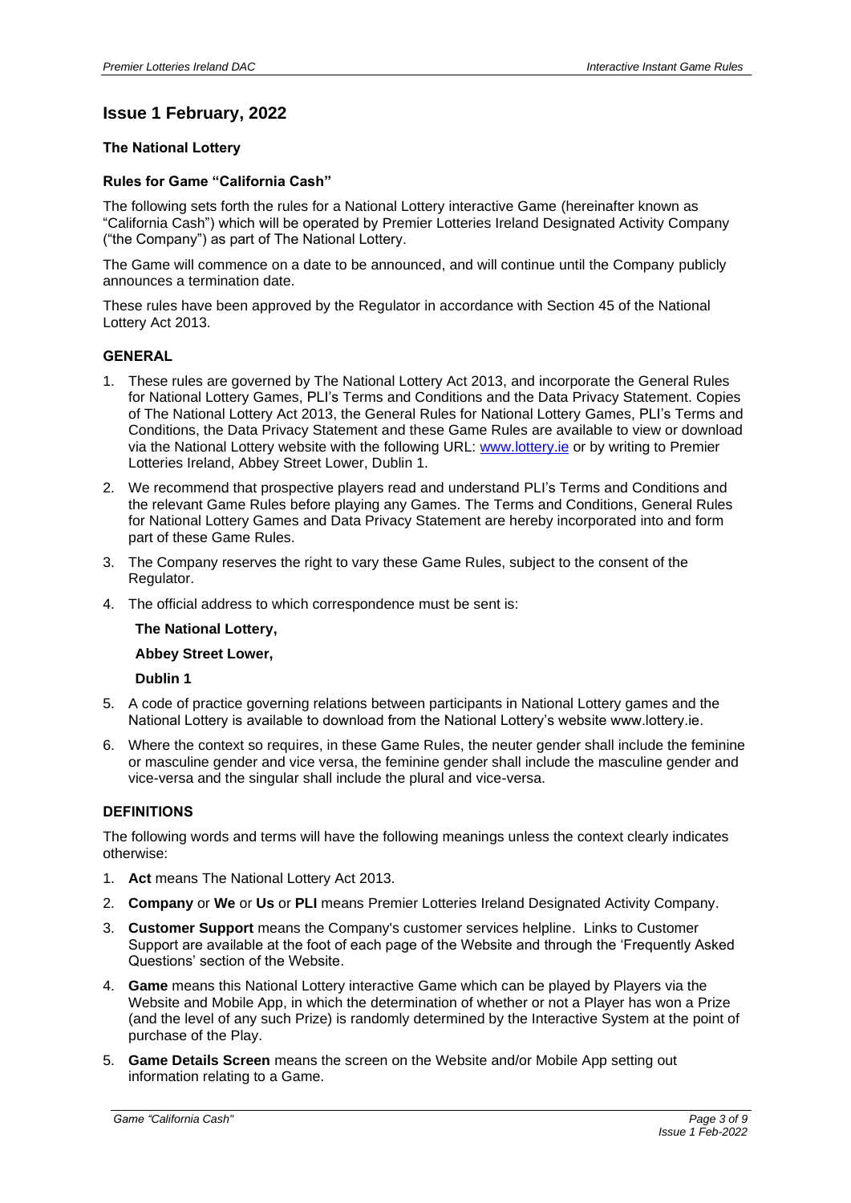## Issue 1 February, 2022

**The National Lottery**

**Rules for Game "California Cash"**

The following sets forth the rules for a National Lottery interactive Game (hereinafter known as "California Cash") which will be operated by Premier Lotteries Ireland Designated Activity Company ("the Company") as part of The National Lottery.

The Game will commence on a date to be announced, and will continue until the Company publicly announces a termination date.

These rules have been approved by the Regulator in accordance with Section 45 of the National Lottery Act 2013.

### GENERAL

1. These rules are governed by The National Lottery Act 2013, and incorporate the General Rules for National Lottery Games, PLI's Terms and Conditions and the Data Privacy Statement. Copies of The National Lottery Act 2013, the General Rules for National Lottery Games, PLI's Terms and Conditions, the Data Privacy Statement and these Game Rules are available to view or download via the National Lottery website with the following URL: www.lottery.ie or by writing to Premier Lotteries Ireland, Abbey Street Lower, Dublin 1.
2. We recommend that prospective players read and understand PLI's Terms and Conditions and the relevant Game Rules before playing any Games. The Terms and Conditions, General Rules for National Lottery Games and Data Privacy Statement are hereby incorporated into and form part of these Game Rules.
3. The Company reserves the right to vary these Game Rules, subject to the consent of the Regulator.
4. The official address to which correspondence must be sent is:

   **The National Lottery,**

   **Abbey Street Lower,**

   **Dublin 1**
5. A code of practice governing relations between participants in National Lottery games and the National Lottery is available to download from the National Lottery's website www.lottery.ie.
6. Where the context so requires, in these Game Rules, the neuter gender shall include the feminine or masculine gender and vice versa, the feminine gender shall include the masculine gender and vice-versa and the singular shall include the plural and vice-versa.

### DEFINITIONS

The following words and terms will have the following meanings unless the context clearly indicates otherwise:

1. **Act** means The National Lottery Act 2013.
2. **Company** or **We** or **Us** or **PLI** means Premier Lotteries Ireland Designated Activity Company.
3. **Customer Support** means the Company's customer services helpline. Links to Customer Support are available at the foot of each page of the Website and through the 'Frequently Asked Questions' section of the Website.
4. **Game** means this National Lottery interactive Game which can be played by Players via the Website and Mobile App, in which the determination of whether or not a Player has won a Prize (and the level of any such Prize) is randomly determined by the Interactive System at the point of purchase of the Play.
5. **Game Details Screen** means the screen on the Website and/or Mobile App setting out information relating to a Game.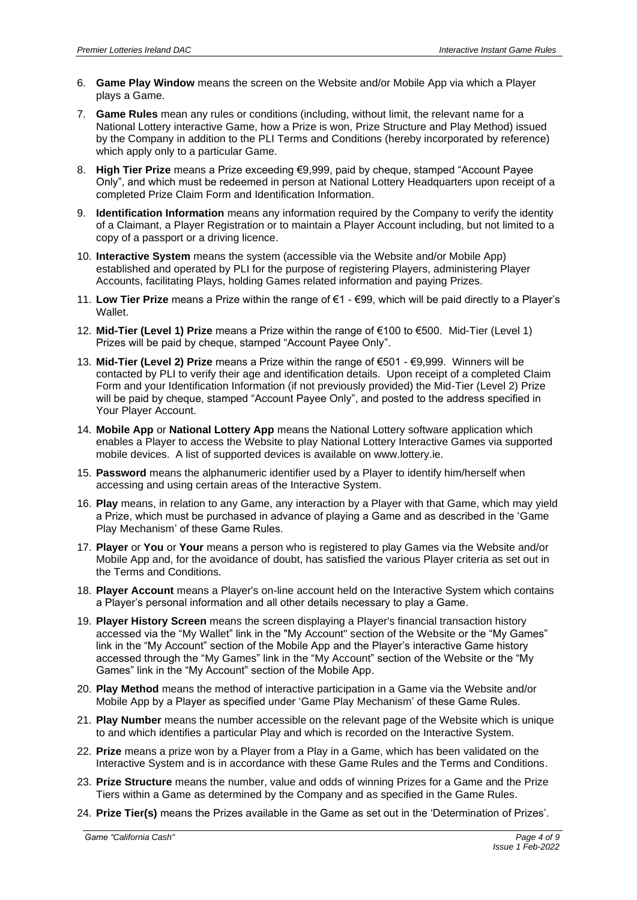6. **Game Play Window** means the screen on the Website and/or Mobile App via which a Player plays a Game.
7. **Game Rules** mean any rules or conditions (including, without limit, the relevant name for a National Lottery interactive Game, how a Prize is won, Prize Structure and Play Method) issued by the Company in addition to the PLI Terms and Conditions (hereby incorporated by reference) which apply only to a particular Game.
8. **High Tier Prize** means a Prize exceeding €9,999, paid by cheque, stamped "Account Payee Only", and which must be redeemed in person at National Lottery Headquarters upon receipt of a completed Prize Claim Form and Identification Information.
9. **Identification Information** means any information required by the Company to verify the identity of a Claimant, a Player Registration or to maintain a Player Account including, but not limited to a copy of a passport or a driving licence.
10. **Interactive System** means the system (accessible via the Website and/or Mobile App) established and operated by PLI for the purpose of registering Players, administering Player Accounts, facilitating Plays, holding Games related information and paying Prizes.
11. **Low Tier Prize** means a Prize within the range of €1 - €99, which will be paid directly to a Player's Wallet.
12. **Mid-Tier (Level 1) Prize** means a Prize within the range of €100 to €500. Mid-Tier (Level 1) Prizes will be paid by cheque, stamped "Account Payee Only".
13. **Mid-Tier (Level 2) Prize** means a Prize within the range of €501 - €9,999. Winners will be contacted by PLI to verify their age and identification details. Upon receipt of a completed Claim Form and your Identification Information (if not previously provided) the Mid-Tier (Level 2) Prize will be paid by cheque, stamped "Account Payee Only", and posted to the address specified in Your Player Account.
14. **Mobile App** or **National Lottery App** means the National Lottery software application which enables a Player to access the Website to play National Lottery Interactive Games via supported mobile devices. A list of supported devices is available on www.lottery.ie.
15. **Password** means the alphanumeric identifier used by a Player to identify him/herself when accessing and using certain areas of the Interactive System.
16. **Play** means, in relation to any Game, any interaction by a Player with that Game, which may yield a Prize, which must be purchased in advance of playing a Game and as described in the 'Game Play Mechanism' of these Game Rules.
17. **Player** or **You** or **Your** means a person who is registered to play Games via the Website and/or Mobile App and, for the avoidance of doubt, has satisfied the various Player criteria as set out in the Terms and Conditions.
18. **Player Account** means a Player's on-line account held on the Interactive System which contains a Player's personal information and all other details necessary to play a Game.
19. **Player History Screen** means the screen displaying a Player's financial transaction history accessed via the "My Wallet" link in the "My Account" section of the Website or the "My Games" link in the "My Account" section of the Mobile App and the Player's interactive Game history accessed through the "My Games" link in the "My Account" section of the Website or the "My Games" link in the "My Account" section of the Mobile App.
20. **Play Method** means the method of interactive participation in a Game via the Website and/or Mobile App by a Player as specified under 'Game Play Mechanism' of these Game Rules.
21. **Play Number** means the number accessible on the relevant page of the Website which is unique to and which identifies a particular Play and which is recorded on the Interactive System.
22. **Prize** means a prize won by a Player from a Play in a Game, which has been validated on the Interactive System and is in accordance with these Game Rules and the Terms and Conditions.
23. **Prize Structure** means the number, value and odds of winning Prizes for a Game and the Prize Tiers within a Game as determined by the Company and as specified in the Game Rules.
24. **Prize Tier(s)** means the Prizes available in the Game as set out in the 'Determination of Prizes'.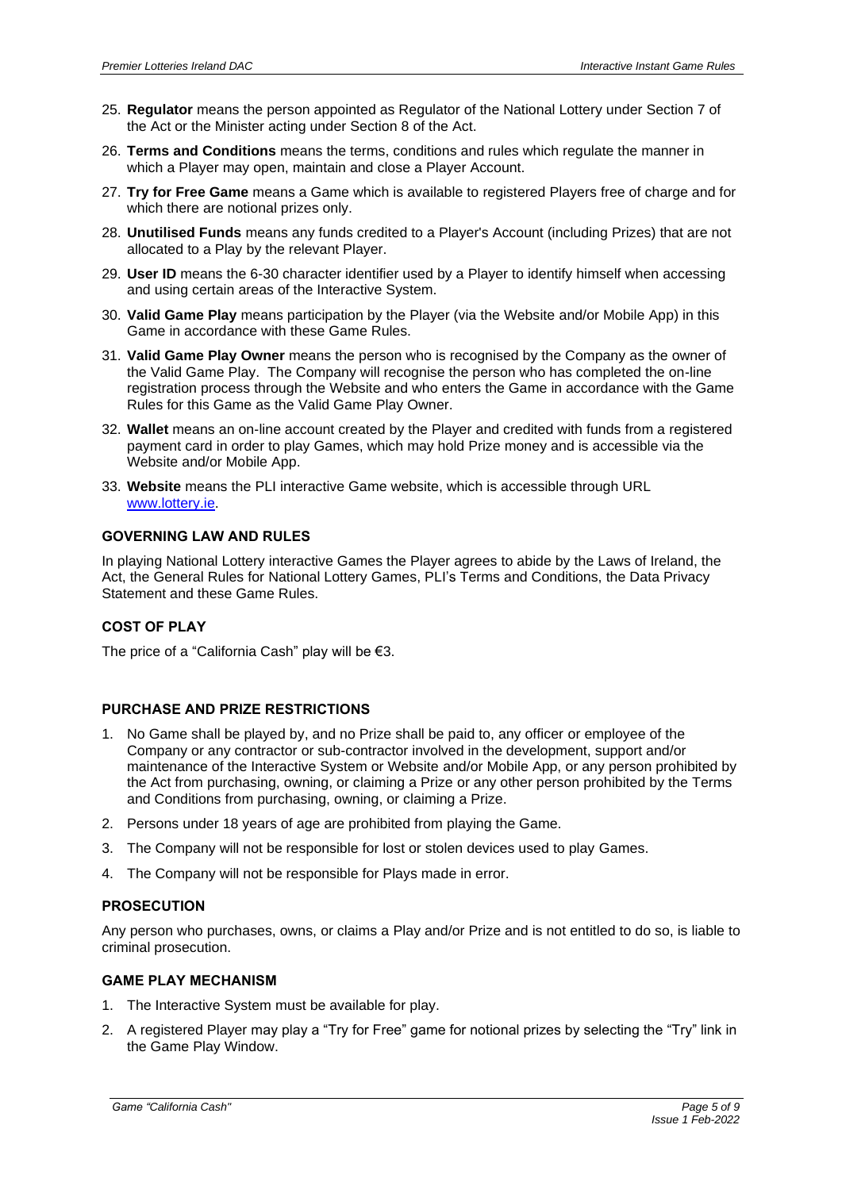25. **Regulator** means the person appointed as Regulator of the National Lottery under Section 7 of the Act or the Minister acting under Section 8 of the Act.
26. **Terms and Conditions** means the terms, conditions and rules which regulate the manner in which a Player may open, maintain and close a Player Account.
27. **Try for Free Game** means a Game which is available to registered Players free of charge and for which there are notional prizes only.
28. **Unutilised Funds** means any funds credited to a Player's Account (including Prizes) that are not allocated to a Play by the relevant Player.
29. **User ID** means the 6-30 character identifier used by a Player to identify himself when accessing and using certain areas of the Interactive System.
30. **Valid Game Play** means participation by the Player (via the Website and/or Mobile App) in this Game in accordance with these Game Rules.
31. **Valid Game Play Owner** means the person who is recognised by the Company as the owner of the Valid Game Play. The Company will recognise the person who has completed the on-line registration process through the Website and who enters the Game in accordance with the Game Rules for this Game as the Valid Game Play Owner.
32. **Wallet** means an on-line account created by the Player and credited with funds from a registered payment card in order to play Games, which may hold Prize money and is accessible via the Website and/or Mobile App.
33. **Website** means the PLI interactive Game website, which is accessible through URL www.lottery.ie.

### GOVERNING LAW AND RULES

In playing National Lottery interactive Games the Player agrees to abide by the Laws of Ireland, the Act, the General Rules for National Lottery Games, PLI's Terms and Conditions, the Data Privacy Statement and these Game Rules.

### COST OF PLAY

The price of a "California Cash" play will be €3.

### PURCHASE AND PRIZE RESTRICTIONS

1. No Game shall be played by, and no Prize shall be paid to, any officer or employee of the Company or any contractor or sub-contractor involved in the development, support and/or maintenance of the Interactive System or Website and/or Mobile App, or any person prohibited by the Act from purchasing, owning, or claiming a Prize or any other person prohibited by the Terms and Conditions from purchasing, owning, or claiming a Prize.
2. Persons under 18 years of age are prohibited from playing the Game.
3. The Company will not be responsible for lost or stolen devices used to play Games.
4. The Company will not be responsible for Plays made in error.

### PROSECUTION

Any person who purchases, owns, or claims a Play and/or Prize and is not entitled to do so, is liable to criminal prosecution.

### GAME PLAY MECHANISM

1. The Interactive System must be available for play.
2. A registered Player may play a "Try for Free" game for notional prizes by selecting the "Try" link in the Game Play Window.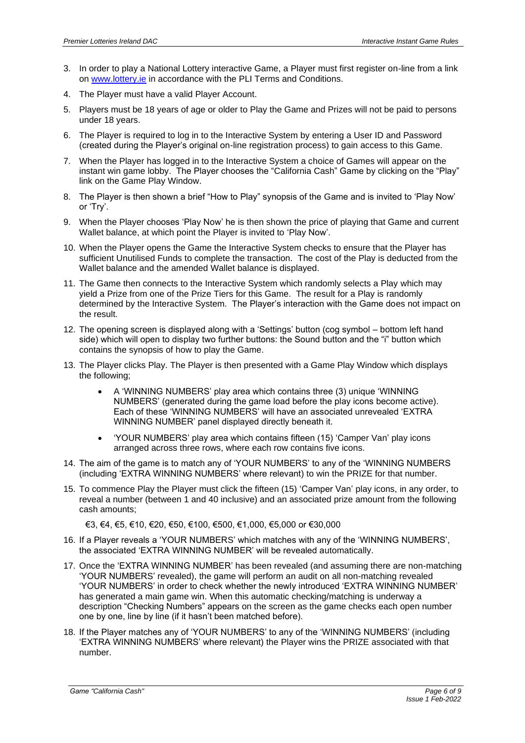3. In order to play a National Lottery interactive Game, a Player must first register on-line from a link on www.lottery.ie in accordance with the PLI Terms and Conditions.
4. The Player must have a valid Player Account.
5. Players must be 18 years of age or older to Play the Game and Prizes will not be paid to persons under 18 years.
6. The Player is required to log in to the Interactive System by entering a User ID and Password (created during the Player's original on-line registration process) to gain access to this Game.
7. When the Player has logged in to the Interactive System a choice of Games will appear on the instant win game lobby. The Player chooses the "California Cash" Game by clicking on the "Play" link on the Game Play Window.
8. The Player is then shown a brief "How to Play" synopsis of the Game and is invited to 'Play Now' or 'Try'.
9. When the Player chooses 'Play Now' he is then shown the price of playing that Game and current Wallet balance, at which point the Player is invited to 'Play Now'.
10. When the Player opens the Game the Interactive System checks to ensure that the Player has sufficient Unutilised Funds to complete the transaction. The cost of the Play is deducted from the Wallet balance and the amended Wallet balance is displayed.
11. The Game then connects to the Interactive System which randomly selects a Play which may yield a Prize from one of the Prize Tiers for this Game. The result for a Play is randomly determined by the Interactive System. The Player's interaction with the Game does not impact on the result.
12. The opening screen is displayed along with a 'Settings' button (cog symbol – bottom left hand side) which will open to display two further buttons: the Sound button and the "i" button which contains the synopsis of how to play the Game.
13. The Player clicks Play. The Player is then presented with a Game Play Window which displays the following;
    - A 'WINNING NUMBERS' play area which contains three (3) unique 'WINNING NUMBERS' (generated during the game load before the play icons become active). Each of these 'WINNING NUMBERS' will have an associated unrevealed 'EXTRA WINNING NUMBER' panel displayed directly beneath it.
    - 'YOUR NUMBERS' play area which contains fifteen (15) 'Camper Van' play icons arranged across three rows, where each row contains five icons.
14. The aim of the game is to match any of 'YOUR NUMBERS' to any of the 'WINNING NUMBERS (including 'EXTRA WINNING NUMBERS' where relevant) to win the PRIZE for that number.
15. To commence Play the Player must click the fifteen (15) 'Camper Van' play icons, in any order, to reveal a number (between 1 and 40 inclusive) and an associated prize amount from the following cash amounts;

    €3, €4, €5, €10, €20, €50, €100, €500, €1,000, €5,000 or €30,000
16. If a Player reveals a 'YOUR NUMBERS' which matches with any of the 'WINNING NUMBERS', the associated 'EXTRA WINNING NUMBER' will be revealed automatically.
17. Once the 'EXTRA WINNING NUMBER' has been revealed (and assuming there are non-matching 'YOUR NUMBERS' revealed), the game will perform an audit on all non-matching revealed 'YOUR NUMBERS' in order to check whether the newly introduced 'EXTRA WINNING NUMBER' has generated a main game win. When this automatic checking/matching is underway a description "Checking Numbers" appears on the screen as the game checks each open number one by one, line by line (if it hasn't been matched before).
18. If the Player matches any of 'YOUR NUMBERS' to any of the 'WINNING NUMBERS' (including 'EXTRA WINNING NUMBERS' where relevant) the Player wins the PRIZE associated with that number.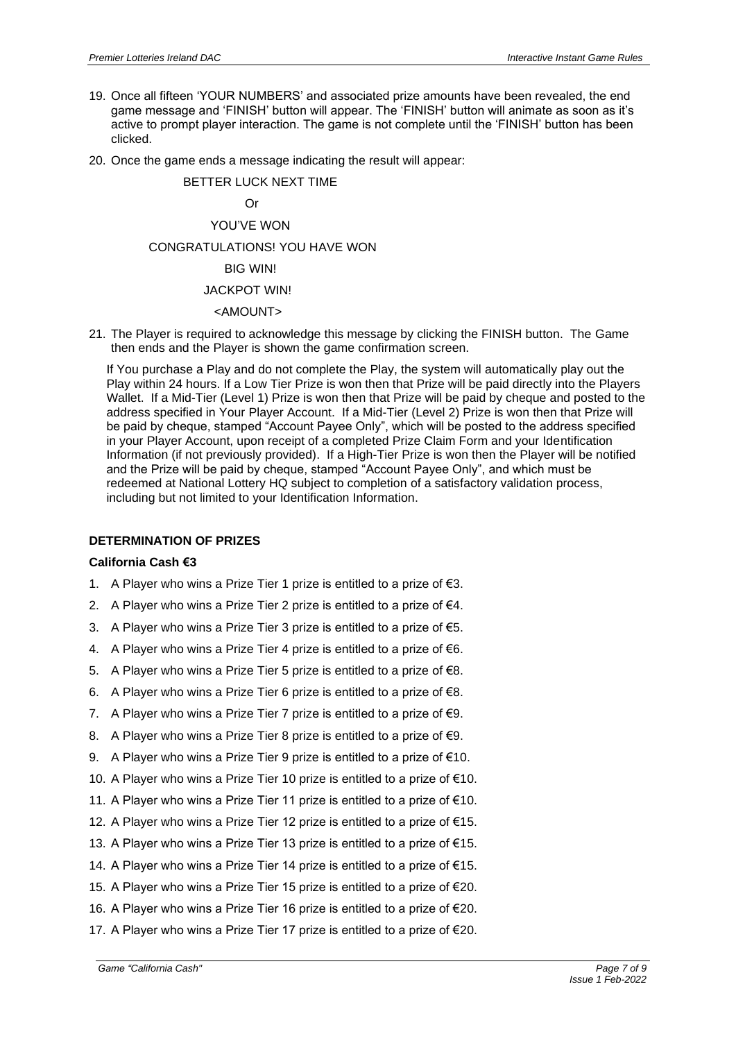19. Once all fifteen 'YOUR NUMBERS' and associated prize amounts have been revealed, the end game message and 'FINISH' button will appear. The 'FINISH' button will animate as soon as it's active to prompt player interaction. The game is not complete until the 'FINISH' button has been clicked.

20. Once the game ends a message indicating the result will appear:

    BETTER LUCK NEXT TIME

    Or

    YOU'VE WON

    CONGRATULATIONS! YOU HAVE WON

    BIG WIN!

    JACKPOT WIN!

    <AMOUNT>

21. The Player is required to acknowledge this message by clicking the FINISH button. The Game then ends and the Player is shown the game confirmation screen.

    If You purchase a Play and do not complete the Play, the system will automatically play out the Play within 24 hours. If a Low Tier Prize is won then that Prize will be paid directly into the Players Wallet. If a Mid-Tier (Level 1) Prize is won then that Prize will be paid by cheque and posted to the address specified in Your Player Account. If a Mid-Tier (Level 2) Prize is won then that Prize will be paid by cheque, stamped "Account Payee Only", which will be posted to the address specified in your Player Account, upon receipt of a completed Prize Claim Form and your Identification Information (if not previously provided). If a High-Tier Prize is won then the Player will be notified and the Prize will be paid by cheque, stamped "Account Payee Only", and which must be redeemed at National Lottery HQ subject to completion of a satisfactory validation process, including but not limited to your Identification Information.

**DETERMINATION OF PRIZES**

**California Cash €3**

1. A Player who wins a Prize Tier 1 prize is entitled to a prize of €3.
2. A Player who wins a Prize Tier 2 prize is entitled to a prize of €4.
3. A Player who wins a Prize Tier 3 prize is entitled to a prize of €5.
4. A Player who wins a Prize Tier 4 prize is entitled to a prize of €6.
5. A Player who wins a Prize Tier 5 prize is entitled to a prize of €8.
6. A Player who wins a Prize Tier 6 prize is entitled to a prize of €8.
7. A Player who wins a Prize Tier 7 prize is entitled to a prize of €9.
8. A Player who wins a Prize Tier 8 prize is entitled to a prize of €9.
9. A Player who wins a Prize Tier 9 prize is entitled to a prize of €10.
10. A Player who wins a Prize Tier 10 prize is entitled to a prize of €10.
11. A Player who wins a Prize Tier 11 prize is entitled to a prize of €10.
12. A Player who wins a Prize Tier 12 prize is entitled to a prize of €15.
13. A Player who wins a Prize Tier 13 prize is entitled to a prize of €15.
14. A Player who wins a Prize Tier 14 prize is entitled to a prize of €15.
15. A Player who wins a Prize Tier 15 prize is entitled to a prize of €20.
16. A Player who wins a Prize Tier 16 prize is entitled to a prize of €20.
17. A Player who wins a Prize Tier 17 prize is entitled to a prize of €20.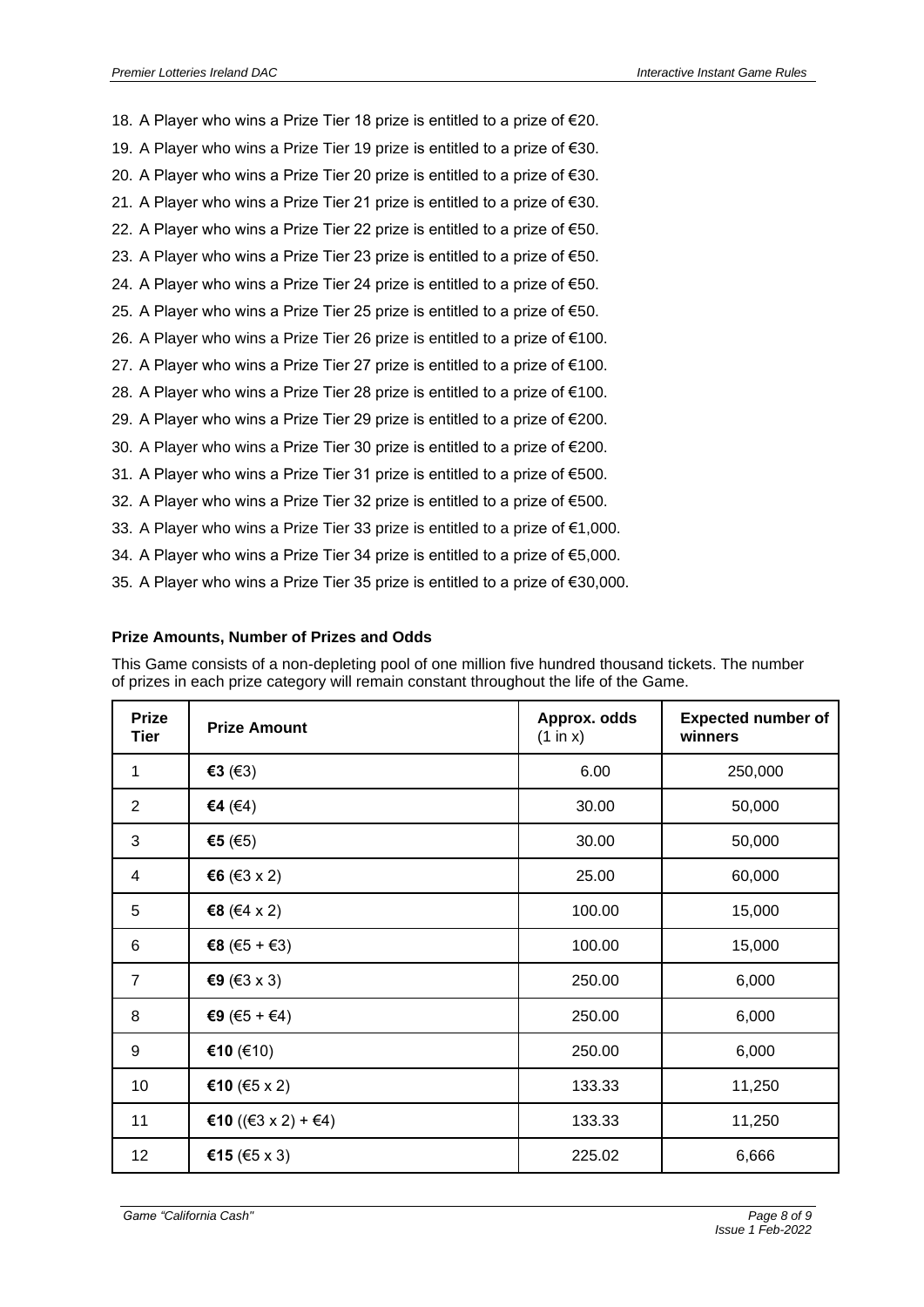18. A Player who wins a Prize Tier 18 prize is entitled to a prize of €20.
19. A Player who wins a Prize Tier 19 prize is entitled to a prize of €30.
20. A Player who wins a Prize Tier 20 prize is entitled to a prize of €30.
21. A Player who wins a Prize Tier 21 prize is entitled to a prize of €30.
22. A Player who wins a Prize Tier 22 prize is entitled to a prize of €50.
23. A Player who wins a Prize Tier 23 prize is entitled to a prize of €50.
24. A Player who wins a Prize Tier 24 prize is entitled to a prize of €50.
25. A Player who wins a Prize Tier 25 prize is entitled to a prize of €50.
26. A Player who wins a Prize Tier 26 prize is entitled to a prize of €100.
27. A Player who wins a Prize Tier 27 prize is entitled to a prize of €100.
28. A Player who wins a Prize Tier 28 prize is entitled to a prize of €100.
29. A Player who wins a Prize Tier 29 prize is entitled to a prize of €200.
30. A Player who wins a Prize Tier 30 prize is entitled to a prize of €200.
31. A Player who wins a Prize Tier 31 prize is entitled to a prize of €500.
32. A Player who wins a Prize Tier 32 prize is entitled to a prize of €500.
33. A Player who wins a Prize Tier 33 prize is entitled to a prize of €1,000.
34. A Player who wins a Prize Tier 34 prize is entitled to a prize of €5,000.
35. A Player who wins a Prize Tier 35 prize is entitled to a prize of €30,000.

**Prize Amounts, Number of Prizes and Odds**

This Game consists of a non-depleting pool of one million five hundred thousand tickets. The number of prizes in each prize category will remain constant throughout the life of the Game.

| Prize Tier | Prize Amount | Approx. odds (1 in x) | Expected number of winners |
|---|---|---|---|
| 1 | **€3** (€3) | 6.00 | 250,000 |
| 2 | **€4** (€4) | 30.00 | 50,000 |
| 3 | **€5** (€5) | 30.00 | 50,000 |
| 4 | **€6** (€3 x 2) | 25.00 | 60,000 |
| 5 | **€8** (€4 x 2) | 100.00 | 15,000 |
| 6 | **€8** (€5 + €3) | 100.00 | 15,000 |
| 7 | **€9** (€3 x 3) | 250.00 | 6,000 |
| 8 | **€9** (€5 + €4) | 250.00 | 6,000 |
| 9 | **€10** (€10) | 250.00 | 6,000 |
| 10 | **€10** (€5 x 2) | 133.33 | 11,250 |
| 11 | **€10** ((€3 x 2) + €4) | 133.33 | 11,250 |
| 12 | **€15** (€5 x 3) | 225.02 | 6,666 |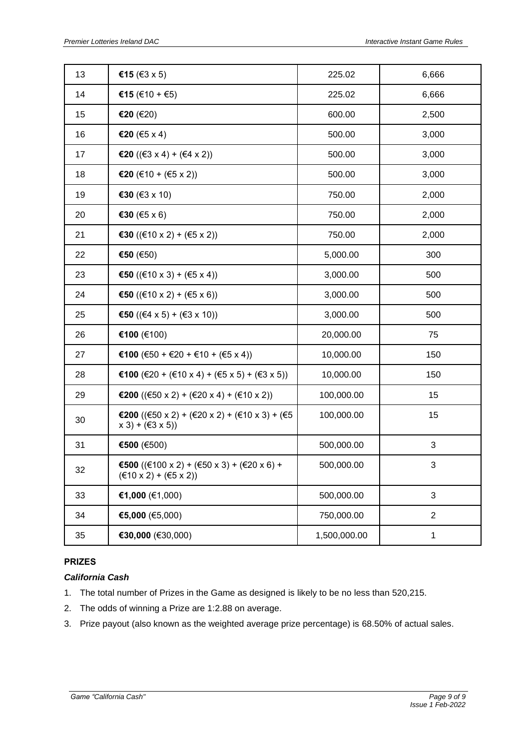| | | | |
|---|---|---|---|
| 13 | **€15** (€3 x 5) | 225.02 | 6,666 |
| 14 | **€15** (€10 + €5) | 225.02 | 6,666 |
| 15 | **€20** (€20) | 600.00 | 2,500 |
| 16 | **€20** (€5 x 4) | 500.00 | 3,000 |
| 17 | **€20** ((€3 x 4) + (€4 x 2)) | 500.00 | 3,000 |
| 18 | **€20** (€10 + (€5 x 2)) | 500.00 | 3,000 |
| 19 | **€30** (€3 x 10) | 750.00 | 2,000 |
| 20 | **€30** (€5 x 6) | 750.00 | 2,000 |
| 21 | **€30** ((€10 x 2) + (€5 x 2)) | 750.00 | 2,000 |
| 22 | **€50** (€50) | 5,000.00 | 300 |
| 23 | **€50** ((€10 x 3) + (€5 x 4)) | 3,000.00 | 500 |
| 24 | **€50** ((€10 x 2) + (€5 x 6)) | 3,000.00 | 500 |
| 25 | **€50** ((€4 x 5) + (€3 x 10)) | 3,000.00 | 500 |
| 26 | **€100** (€100) | 20,000.00 | 75 |
| 27 | **€100** (€50 + €20 + €10 + (€5 x 4)) | 10,000.00 | 150 |
| 28 | **€100** (€20 + (€10 x 4) + (€5 x 5) + (€3 x 5)) | 10,000.00 | 150 |
| 29 | **€200** ((€50 x 2) + (€20 x 4) + (€10 x 2)) | 100,000.00 | 15 |
| 30 | **€200** ((€50 x 2) + (€20 x 2) + (€10 x 3) + (€5 x 3) + (€3 x 5)) | 100,000.00 | 15 |
| 31 | **€500** (€500) | 500,000.00 | 3 |
| 32 | **€500** ((€100 x 2) + (€50 x 3) + (€20 x 6) + (€10 x 2) + (€5 x 2)) | 500,000.00 | 3 |
| 33 | **€1,000** (€1,000) | 500,000.00 | 3 |
| 34 | **€5,000** (€5,000) | 750,000.00 | 2 |
| 35 | **€30,000** (€30,000) | 1,500,000.00 | 1 |

**PRIZES**

***California Cash***

1. The total number of Prizes in the Game as designed is likely to be no less than 520,215.
2. The odds of winning a Prize are 1:2.88 on average.
3. Prize payout (also known as the weighted average prize percentage) is 68.50% of actual sales.